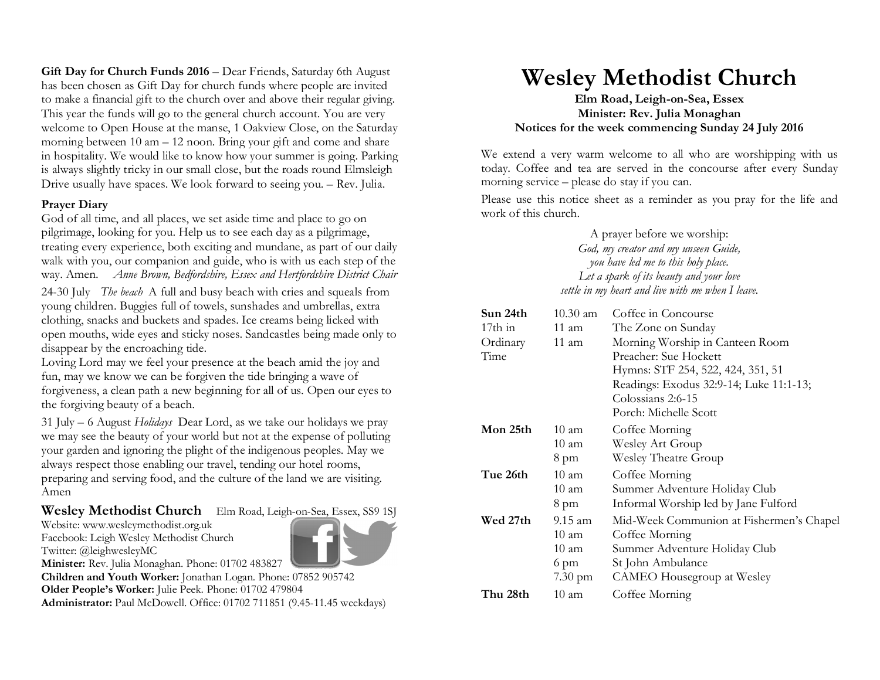**Gift Day for Church Funds 2016** – Dear Friends, Saturday 6th August has been chosen as Gift Day for church funds where people are invited to make a financial gift to the church over and above their regular giving. This year the funds will go to the general church account. You are very welcome to Open House at the manse, 1 Oakview Close, on the Saturday morning between 10 am – 12 noon. Bring your gift and come and share in hospitality. We would like to know how your summer is going. Parking is always slightly tricky in our small close, but the roads round Elmsleigh Drive usually have spaces. We look forward to seeing you. – Rev. Julia.

**Prayer Diary**

God of all time, and all places, we set aside time and place to go on pilgrimage, looking for you. Help us to see each day as a pilgrimage, treating every experience, both exciting and mundane, as part of our daily walk with you, our companion and guide, who is with us each step of the way. Amen. *Anne Brown, Bedfordshire, Essex and Hertfordshire District Chair*

24-30 July *The beach* A full and busy beach with cries and squeals from young children. Buggies full of towels, sunshades and umbrellas, extra clothing, snacks and buckets and spades. Ice creams being licked with open mouths, wide eyes and sticky noses. Sandcastles being made only to disappear by the encroaching tide.

Loving Lord may we feel your presence at the beach amid the joy and fun, may we know we can be forgiven the tide bringing a wave of forgiveness, a clean path a new beginning for all of us. Open our eyes to the forgiving beauty of a beach.

31 July – 6 August *Holidays* Dear Lord, as we take our holidays we pray we may see the beauty of your world but not at the expense of polluting your garden and ignoring the plight of the indigenous peoples. May we always respect those enabling our travel, tending our hotel rooms, preparing and serving food, and the culture of the land we are visiting. Amen

**Wesley Methodist Church** Elm Road, Leigh-on-Sea, Essex, SS9 1SJ
Website: www.wesleymethodist.org.uk
Facebook: Leigh Wesley Methodist Church
Twitter: @leighwesleyMC
**Minister:** Rev. Julia Monaghan. Phone: 01702 483827
**Children and Youth Worker:** Jonathan Logan. Phone: 07852 905742
**Older People's Worker:** Julie Peek. Phone: 01702 479804
**Administrator:** Paul McDowell. Office: 01702 711851 (9.45-11.45 weekdays)

# Wesley Methodist Church

**Elm Road, Leigh-on-Sea, Essex**
**Minister: Rev. Julia Monaghan**
**Notices for the week commencing Sunday 24 July 2016**

We extend a very warm welcome to all who are worshipping with us today. Coffee and tea are served in the concourse after every Sunday morning service – please do stay if you can.

Please use this notice sheet as a reminder as you pray for the life and work of this church.

A prayer before we worship:
*God, my creator and my unseen Guide,*
*you have led me to this holy place.*
*Let a spark of its beauty and your love*
*settle in my heart and live with me when I leave.*

| | | |
|---|---|---|
| **Sun 24th** 17th in Ordinary Time | 10.30 am | Coffee in Concourse |
| | 11 am | The Zone on Sunday |
| | 11 am | Morning Worship in Canteen Room<br>Preacher: Sue Hockett<br>Hymns: STF 254, 522, 424, 351, 51<br>Readings: Exodus 32:9-14; Luke 11:1-13; Colossians 2:6-15<br>Porch: Michelle Scott |
| **Mon 25th** | 10 am | Coffee Morning |
| | 10 am | Wesley Art Group |
| | 8 pm | Wesley Theatre Group |
| **Tue 26th** | 10 am | Coffee Morning |
| | 10 am | Summer Adventure Holiday Club |
| | 8 pm | Informal Worship led by Jane Fulford |
| **Wed 27th** | 9.15 am | Mid-Week Communion at Fishermen's Chapel |
| | 10 am | Coffee Morning |
| | 10 am | Summer Adventure Holiday Club |
| | 6 pm | St John Ambulance |
| | 7.30 pm | CAMEO Housegroup at Wesley |
| **Thu 28th** | 10 am | Coffee Morning |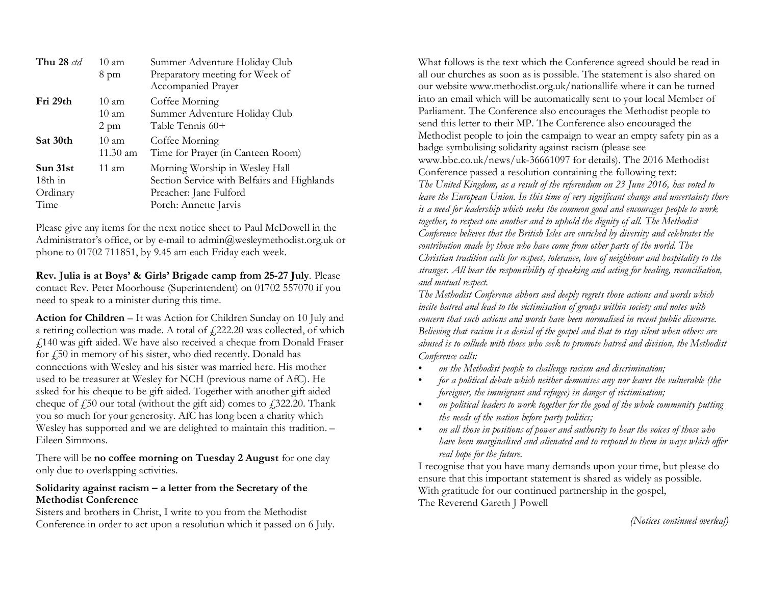| | | |
|---|---|---|
| **Thu 28** *ctd* | 10 am<br>8 pm | Summer Adventure Holiday Club<br>Preparatory meeting for Week of Accompanied Prayer |
| **Fri 29th** | 10 am<br>10 am<br>2 pm | Coffee Morning<br>Summer Adventure Holiday Club<br>Table Tennis 60+ |
| **Sat 30th** | 10 am<br>11.30 am | Coffee Morning<br>Time for Prayer (in Canteen Room) |
| **Sun 31st**<br>18th in Ordinary Time | 11 am | Morning Worship in Wesley Hall<br>Section Service with Belfairs and Highlands<br>Preacher: Jane Fulford<br>Porch: Annette Jarvis |

Please give any items for the next notice sheet to Paul McDowell in the Administrator's office, or by e-mail to admin@wesleymethodist.org.uk or phone to 01702 711851, by 9.45 am each Friday each week.

**Rev. Julia is at Boys' & Girls' Brigade camp from 25-27 July**. Please contact Rev. Peter Moorhouse (Superintendent) on 01702 557070 if you need to speak to a minister during this time.

**Action for Children** – It was Action for Children Sunday on 10 July and a retiring collection was made. A total of £222.20 was collected, of which £140 was gift aided. We have also received a cheque from Donald Fraser for £50 in memory of his sister, who died recently. Donald has connections with Wesley and his sister was married here. His mother used to be treasurer at Wesley for NCH (previous name of AfC). He asked for his cheque to be gift aided. Together with another gift aided cheque of £50 our total (without the gift aid) comes to £322.20. Thank you so much for your generosity. AfC has long been a charity which Wesley has supported and we are delighted to maintain this tradition. – Eileen Simmons.

There will be **no coffee morning on Tuesday 2 August** for one day only due to overlapping activities.

**Solidarity against racism – a letter from the Secretary of the Methodist Conference**

Sisters and brothers in Christ, I write to you from the Methodist Conference in order to act upon a resolution which it passed on 6 July. What follows is the text which the Conference agreed should be read in all our churches as soon as is possible. The statement is also shared on our website www.methodist.org.uk/nationallife where it can be turned into an email which will be automatically sent to your local Member of Parliament. The Conference also encourages the Methodist people to send this letter to their MP. The Conference also encouraged the Methodist people to join the campaign to wear an empty safety pin as a badge symbolising solidarity against racism (please see www.bbc.co.uk/news/uk-36661097 for details). The 2016 Methodist Conference passed a resolution containing the following text:

*The United Kingdom, as a result of the referendum on 23 June 2016, has voted to leave the European Union. In this time of very significant change and uncertainty there is a need for leadership which seeks the common good and encourages people to work together, to respect one another and to uphold the dignity of all. The Methodist Conference believes that the British Isles are enriched by diversity and celebrates the contribution made by those who have come from other parts of the world. The Christian tradition calls for respect, tolerance, love of neighbour and hospitality to the stranger. All bear the responsibility of speaking and acting for healing, reconciliation, and mutual respect.*

*The Methodist Conference abhors and deeply regrets those actions and words which incite hatred and lead to the victimisation of groups within society and notes with concern that such actions and words have been normalised in recent public discourse. Believing that racism is a denial of the gospel and that to stay silent when others are abused is to collude with those who seek to promote hatred and division, the Methodist Conference calls:*

- *on the Methodist people to challenge racism and discrimination;*
- *for a political debate which neither demonises any nor leaves the vulnerable (the foreigner, the immigrant and refugee) in danger of victimisation;*
- *on political leaders to work together for the good of the whole community putting the needs of the nation before party politics;*
- *on all those in positions of power and authority to hear the voices of those who have been marginalised and alienated and to respond to them in ways which offer real hope for the future.*

I recognise that you have many demands upon your time, but please do ensure that this important statement is shared as widely as possible.
With gratitude for our continued partnership in the gospel,
The Reverend Gareth J Powell

*(Notices continued overleaf)*